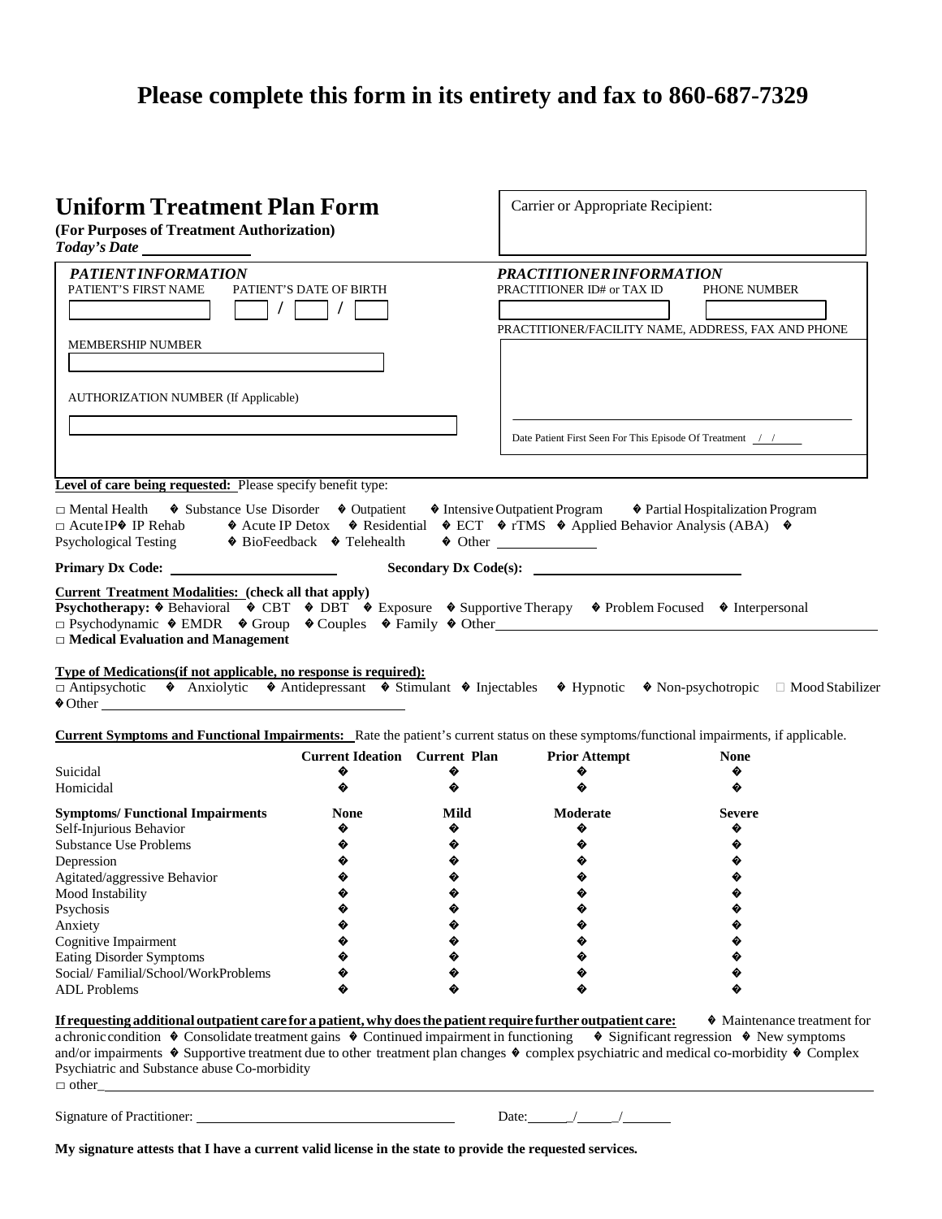# Please complete this form in its entirety and fax to 860-687-7329

## Uniform Treatment Plan Form

**(For Purposes of Treatment Authorization)**

***Today's Date*** ______________

Carrier or Appropriate Recipient:

***PATIENT INFORMATION***

PATIENT'S FIRST NAME

PATIENT'S DATE OF BIRTH ___ / ___ / ___

MEMBERSHIP NUMBER

AUTHORIZATION NUMBER (If Applicable)

***PRACTITIONER INFORMATION***

PRACTITIONER ID# or TAX ID

PHONE NUMBER

PRACTITIONER/FACILITY NAME, ADDRESS, FAX AND PHONE

Date Patient First Seen For This Episode Of Treatment ___/___/_____

**Level of care being requested:** Please specify benefit type:

□ Mental Health � Substance Use Disorder � Outpatient � Intensive Outpatient Program � Partial Hospitalization Program
□ Acute IP� IP Rehab � Acute IP Detox � Residential � ECT � rTMS � Applied Behavior Analysis (ABA) �
Psychological Testing � BioFeedback � Telehealth � Other ______________

**Primary Dx Code:** ______________________ **Secondary Dx Code(s):** ______________________________

**Current Treatment Modalities: (check all that apply)**

**Psychotherapy:** � Behavioral � CBT � DBT � Exposure � Supportive Therapy � Problem Focused � Interpersonal
□ Psychodynamic � EMDR � Group � Couples � Family � Other______________________________
□ **Medical Evaluation and Management**

**Type of Medications(if not applicable, no response is required):**

□ Antipsychotic � Anxiolytic � Antidepressant � Stimulant � Injectables � Hypnotic � Non-psychotropic □ Mood Stabilizer
� Other ______________________________

**Current Symptoms and Functional Impairments:** Rate the patient's current status on these symptoms/functional impairments, if applicable.

| | Current Ideation | Current Plan | Prior Attempt | None |
|---|---|---|---|---|
| Suicidal | � | � | � | � |
| Homicidal | � | � | � | � |

| Symptoms/ Functional Impairments | None | Mild | Moderate | Severe |
|---|---|---|---|---|
| Self-Injurious Behavior | � | � | � | � |
| Substance Use Problems | � | � | � | � |
| Depression | � | � | � | � |
| Agitated/aggressive Behavior | � | � | � | � |
| Mood Instability | � | � | � | � |
| Psychosis | � | � | � | � |
| Anxiety | � | � | � | � |
| Cognitive Impairment | � | � | � | � |
| Eating Disorder Symptoms | � | � | � | � |
| Social/ Familial/School/WorkProblems | � | � | � | � |
| ADL Problems | � | � | � | � |

**If requesting additional outpatient care for a patient, why does the patient require further outpatient care:** � Maintenance treatment for a chronic condition � Consolidate treatment gains � Continued impairment in functioning � Significant regression � New symptoms and/or impairments � Supportive treatment due to other treatment plan changes � complex psychiatric and medical co-morbidity � Complex Psychiatric and Substance abuse Co-morbidity
□ other______________________________

Signature of Practitioner: ______________________________ Date:_____/_____/_______

**My signature attests that I have a current valid license in the state to provide the requested services.**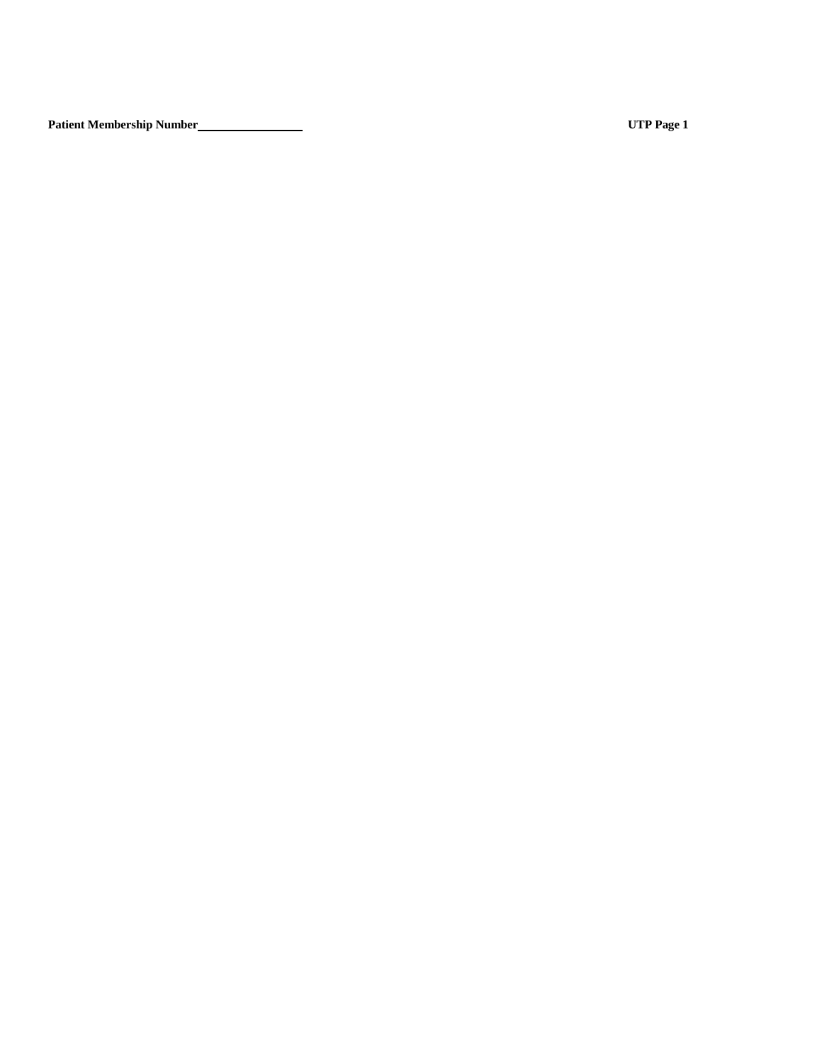**Patient Membership Number**\_\_\_\_\_\_\_\_\_\_\_\_\_\_\_\_ **UTP Page 1**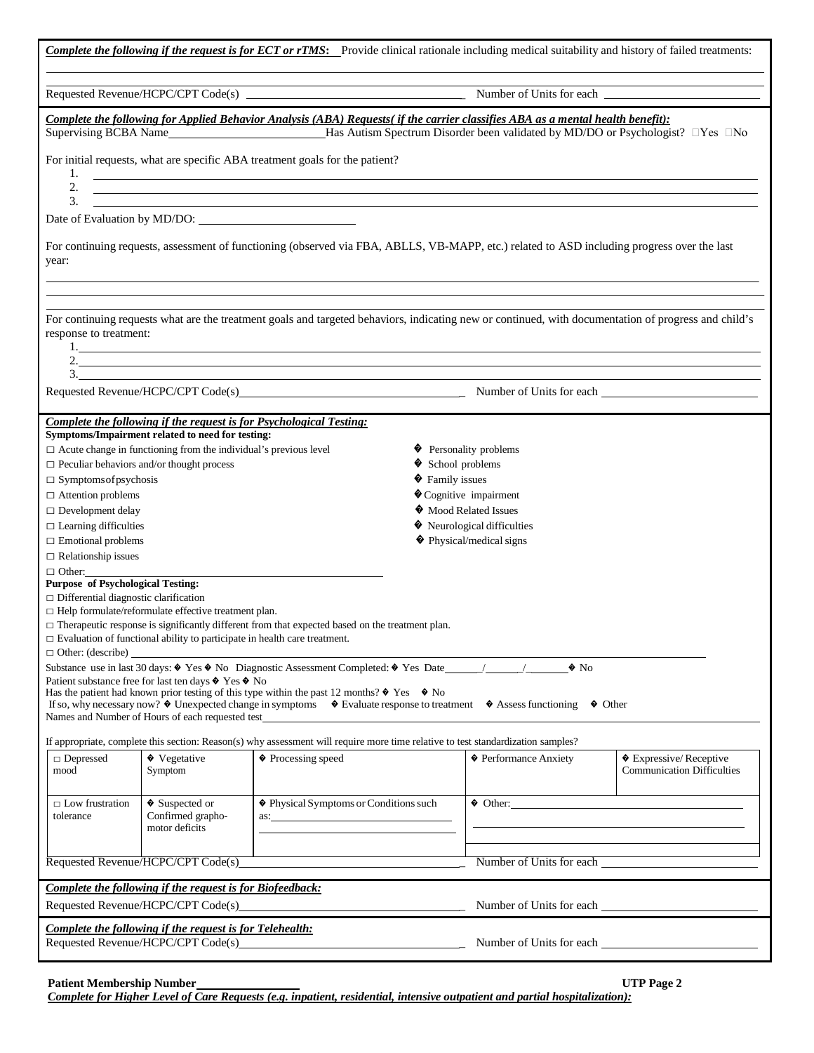***Complete the following if the request is for ECT or rTMS:*** Provide clinical rationale including medical suitability and history of failed treatments:

Requested Revenue/HCPC/CPT Code(s) ____________________ Number of Units for each ____________________

***Complete the following for Applied Behavior Analysis (ABA) Requests( if the carrier classifies ABA as a mental health benefit):***

Supervising BCBA Name____________________ Has Autism Spectrum Disorder been validated by MD/DO or Psychologist? ☐Yes ☐No

For initial requests, what are specific ABA treatment goals for the patient?

1. ____________________
2. ____________________
3. ____________________

Date of Evaluation by MD/DO: ____________________

For continuing requests, assessment of functioning (observed via FBA, ABLLS, VB-MAPP, etc.) related to ASD including progress over the last year:

For continuing requests what are the treatment goals and targeted behaviors, indicating new or continued, with documentation of progress and child's response to treatment:

1. ____________________
2. ____________________
3. ____________________

Requested Revenue/HCPC/CPT Code(s)____________________ Number of Units for each ____________________

***Complete the following if the request is for Psychological Testing:***

**Symptoms/Impairment related to need for testing:**

- ☐ Acute change in functioning from the individual's previous level
- ☐ Peculiar behaviors and/or thought process
- ☐ Symptoms of psychosis
- ☐ Attention problems
- ☐ Development delay
- ☐ Learning difficulties
- ☐ Emotional problems
- ☐ Relationship issues
- ☐ Other: ____________________
- � Personality problems
- � School problems
- � Family issues
- � Cognitive impairment
- � Mood Related Issues
- � Neurological difficulties
- � Physical/medical signs

**Purpose of Psychological Testing:**

- ☐ Differential diagnostic clarification
- ☐ Help formulate/reformulate effective treatment plan.
- ☐ Therapeutic response is significantly different from that expected based on the treatment plan.
- ☐ Evaluation of functional ability to participate in health care treatment.
- ☐ Other: (describe) ____________________

Substance use in last 30 days: � Yes � No Diagnostic Assessment Completed: � Yes Date_____/_____/_____ � No

Patient substance free for last ten days � Yes � No

Has the patient had known prior testing of this type within the past 12 months? � Yes � No

If so, why necessary now? � Unexpected change in symptoms � Evaluate response to treatment � Assess functioning � Other

Names and Number of Hours of each requested test____________________

If appropriate, complete this section: Reason(s) why assessment will require more time relative to test standardization samples?

| | | | | |
|---|---|---|---|---|
| ☐ Depressed mood | � Vegetative Symptom | � Processing speed | � Performance Anxiety | � Expressive/ Receptive Communication Difficulties |
| ☐ Low frustration tolerance | � Suspected or Confirmed grapho-motor deficits | � Physical Symptoms or Conditions such as: ____________ | � Other: ____________ | |

Requested Revenue/HCPC/CPT Code(s)____________________ Number of Units for each ____________________

***Complete the following if the request is for Biofeedback:***

Requested Revenue/HCPC/CPT Code(s)____________________ Number of Units for each ____________________

***Complete the following if the request is for Telehealth:***

Requested Revenue/HCPC/CPT Code(s)____________________ Number of Units for each ____________________

**Patient Membership Number**________________ **UTP Page 2**

***Complete for Higher Level of Care Requests (e.g. inpatient, residential, intensive outpatient and partial hospitalization):***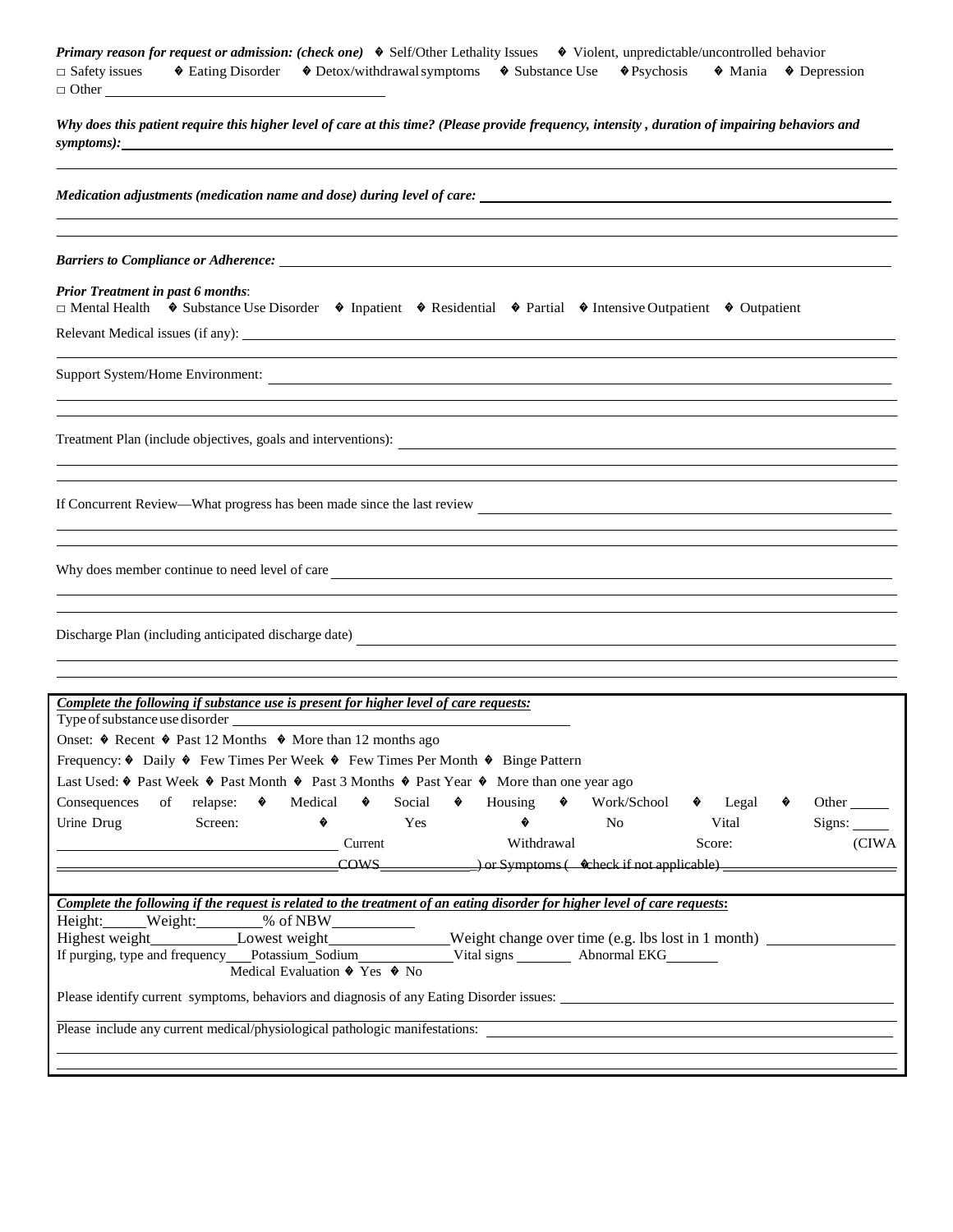***Primary reason for request or admission: (check one)*** � Self/Other Lethality Issues � Violent, unpredictable/uncontrolled behavior
□ Safety issues � Eating Disorder � Detox/withdrawal symptoms � Substance Use �Psychosis � Mania � Depression
□ Other ______________________

***Why does this patient require this higher level of care at this time? (Please provide frequency, intensity , duration of impairing behaviors and symptoms):*** ______________________

***Medication adjustments (medication name and dose) during level of care:*** ______________________

***Barriers to Compliance or Adherence:*** ______________________

***Prior Treatment in past 6 months***:
□ Mental Health � Substance Use Disorder � Inpatient � Residential � Partial � Intensive Outpatient � Outpatient

Relevant Medical issues (if any): ______________________

Support System/Home Environment: ______________________

Treatment Plan (include objectives, goals and interventions): ______________________

If Concurrent Review—What progress has been made since the last review ______________________

Why does member continue to need level of care ______________________

Discharge Plan (including anticipated discharge date) ______________________

***<u>Complete the following if substance use is present for higher level of care requests:</u>***

Type of substance use disorder ______________________

Onset: � Recent � Past 12 Months � More than 12 months ago

Frequency: � Daily � Few Times Per Week � Few Times Per Month � Binge Pattern

Last Used: � Past Week � Past Month � Past 3 Months � Past Year � More than one year ago

Consequences of relapse: � Medical � Social � Housing � Work/School � Legal � Other _____

Urine Drug Screen: � Yes � No Vital Signs: _____ ______________________ Current Withdrawal Score: (CIWA ______________________ COWS ____________) or Symptoms ( �check if not applicable) ______________________

***<u>Complete the following if the request is related to the treatment of an eating disorder for higher level of care requests:</u>***

Height: _____ Weight: ________ % of NBW __________

Highest weight __________ Lowest weight ______________ Weight change over time (e.g. lbs lost in 1 month) ______________

If purging, type and frequency ___ Potassium ___ Sodium ____________ Vital signs _______ Abnormal EKG _______

Medical Evaluation � Yes � No

Please identify current symptoms, behaviors and diagnosis of any Eating Disorder issues: ______________________

Please include any current medical/physiological pathologic manifestations: ______________________